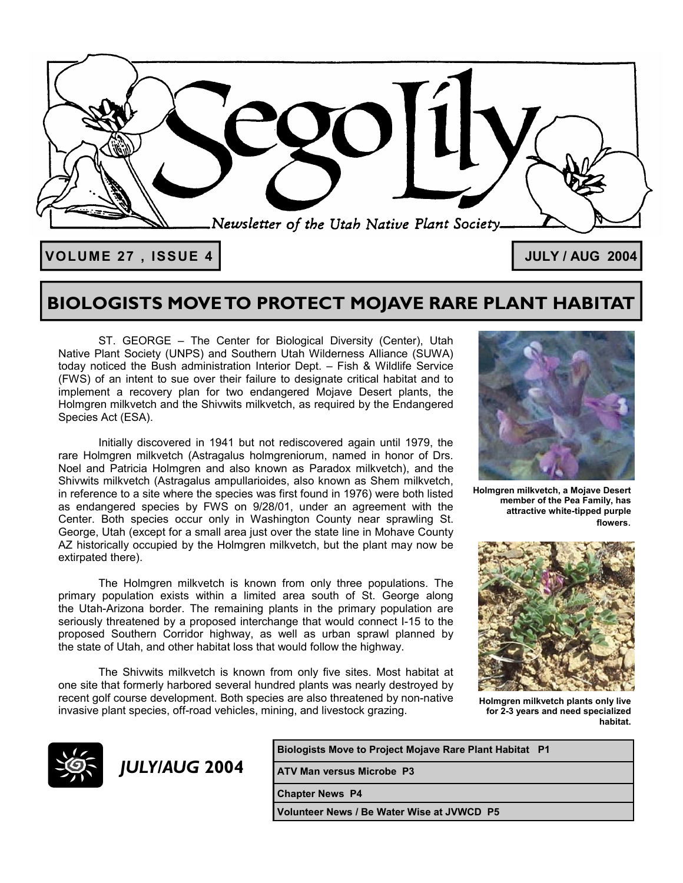# Sego Lily

*Newsletter of the Utah Native Plant Society*

**VOLUME 27 , ISSUE 4** **JULY / AUG 2004**

## BIOLOGISTS MOVE TO PROTECT MOJAVE RARE PLANT HABITAT

ST. GEORGE – The Center for Biological Diversity (Center), Utah Native Plant Society (UNPS) and Southern Utah Wilderness Alliance (SUWA) today noticed the Bush administration Interior Dept. – Fish & Wildlife Service (FWS) of an intent to sue over their failure to designate critical habitat and to implement a recovery plan for two endangered Mojave Desert plants, the Holmgren milkvetch and the Shivwits milkvetch, as required by the Endangered Species Act (ESA).

Initially discovered in 1941 but not rediscovered again until 1979, the rare Holmgren milkvetch (Astragalus holmgreniorum, named in honor of Drs. Noel and Patricia Holmgren and also known as Paradox milkvetch), and the Shivwits milkvetch (Astragalus ampullarioides, also known as Shem milkvetch, in reference to a site where the species was first found in 1976) were both listed as endangered species by FWS on 9/28/01, under an agreement with the Center. Both species occur only in Washington County near sprawling St. George, Utah (except for a small area just over the state line in Mohave County AZ historically occupied by the Holmgren milkvetch, but the plant may now be extirpated there).

The Holmgren milkvetch is known from only three populations. The primary population exists within a limited area south of St. George along the Utah-Arizona border. The remaining plants in the primary population are seriously threatened by a proposed interchange that would connect I-15 to the proposed Southern Corridor highway, as well as urban sprawl planned by the state of Utah, and other habitat loss that would follow the highway.

The Shivwits milkvetch is known from only five sites. Most habitat at one site that formerly harbored several hundred plants was nearly destroyed by recent golf course development. Both species are also threatened by non-native invasive plant species, off-road vehicles, mining, and livestock grazing.

**Holmgren milkvetch, a Mojave Desert member of the Pea Family, has attractive white-tipped purple flowers.**

**Holmgren milkvetch plants only live for 2-3 years and need specialized habitat.**

*JULY/AUG 2004*

| |
|---|
| Biologists Move to Project Mojave Rare Plant Habitat P1 |
| ATV Man versus Microbe P3 |
| Chapter News P4 |
| Volunteer News / Be Water Wise at JVWCD P5 |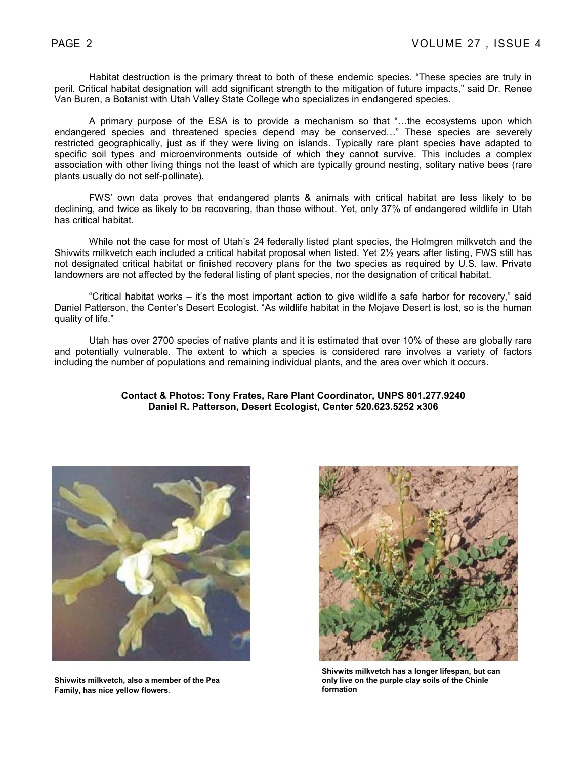Habitat destruction is the primary threat to both of these endemic species. "These species are truly in peril. Critical habitat designation will add significant strength to the mitigation of future impacts," said Dr. Renee Van Buren, a Botanist with Utah Valley State College who specializes in endangered species.

A primary purpose of the ESA is to provide a mechanism so that "…the ecosystems upon which endangered species and threatened species depend may be conserved…" These species are severely restricted geographically, just as if they were living on islands. Typically rare plant species have adapted to specific soil types and microenvironments outside of which they cannot survive. This includes a complex association with other living things not the least of which are typically ground nesting, solitary native bees (rare plants usually do not self-pollinate).

FWS' own data proves that endangered plants & animals with critical habitat are less likely to be declining, and twice as likely to be recovering, than those without. Yet, only 37% of endangered wildlife in Utah has critical habitat.

While not the case for most of Utah's 24 federally listed plant species, the Holmgren milkvetch and the Shivwits milkvetch each included a critical habitat proposal when listed. Yet 2½ years after listing, FWS still has not designated critical habitat or finished recovery plans for the two species as required by U.S. law. Private landowners are not affected by the federal listing of plant species, nor the designation of critical habitat.

"Critical habitat works – it's the most important action to give wildlife a safe harbor for recovery," said Daniel Patterson, the Center's Desert Ecologist. "As wildlife habitat in the Mojave Desert is lost, so is the human quality of life."

Utah has over 2700 species of native plants and it is estimated that over 10% of these are globally rare and potentially vulnerable. The extent to which a species is considered rare involves a variety of factors including the number of populations and remaining individual plants, and the area over which it occurs.

**Contact & Photos: Tony Frates, Rare Plant Coordinator, UNPS 801.277.9240**
**Daniel R. Patterson, Desert Ecologist, Center 520.623.5252 x306**

**Shivwits milkvetch, also a member of the Pea Family, has nice yellow flowers.**

**Shivwits milkvetch has a longer lifespan, but can only live on the purple clay soils of the Chinle formation**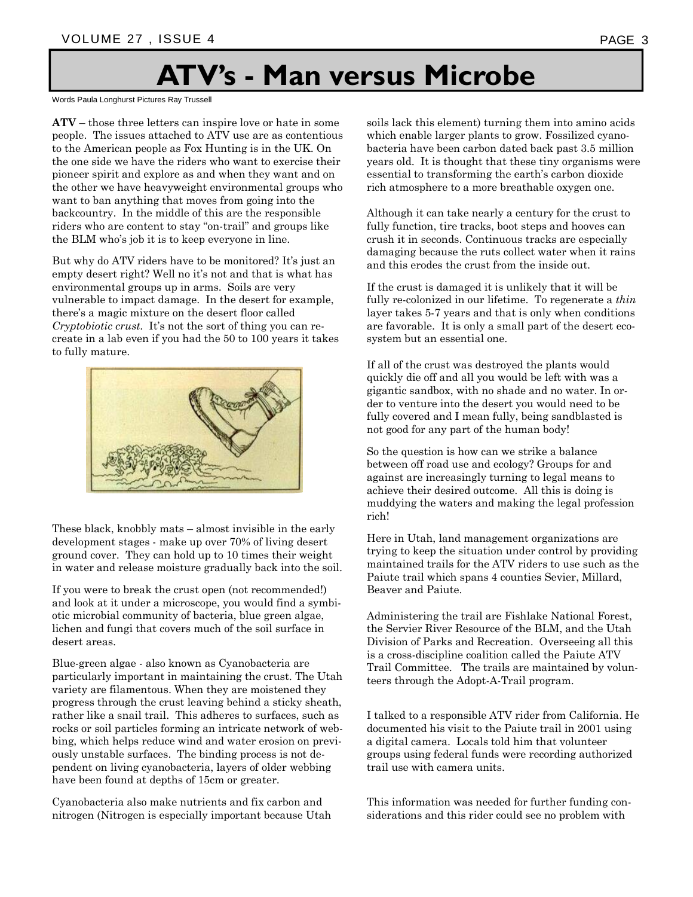# ATV's - Man versus Microbe

Words Paula Longhurst Pictures Ray Trussell

**ATV** – those three letters can inspire love or hate in some people. The issues attached to ATV use are as contentious to the American people as Fox Hunting is in the UK. On the one side we have the riders who want to exercise their pioneer spirit and explore as and when they want and on the other we have heavyweight environmental groups who want to ban anything that moves from going into the backcountry. In the middle of this are the responsible riders who are content to stay "on-trail" and groups like the BLM who's job it is to keep everyone in line.

But why do ATV riders have to be monitored? It's just an empty desert right? Well no it's not and that is what has environmental groups up in arms. Soils are very vulnerable to impact damage. In the desert for example, there's a magic mixture on the desert floor called *Cryptobiotic crust.* It's not the sort of thing you can re-create in a lab even if you had the 50 to 100 years it takes to fully mature.

These black, knobbly mats – almost invisible in the early development stages - make up over 70% of living desert ground cover. They can hold up to 10 times their weight in water and release moisture gradually back into the soil.

If you were to break the crust open (not recommended!) and look at it under a microscope, you would find a symbiotic microbial community of bacteria, blue green algae, lichen and fungi that covers much of the soil surface in desert areas.

Blue-green algae - also known as Cyanobacteria are particularly important in maintaining the crust. The Utah variety are filamentous. When they are moistened they progress through the crust leaving behind a sticky sheath, rather like a snail trail. This adheres to surfaces, such as rocks or soil particles forming an intricate network of webbing, which helps reduce wind and water erosion on previously unstable surfaces. The binding process is not dependent on living cyanobacteria, layers of older webbing have been found at depths of 15cm or greater.

Cyanobacteria also make nutrients and fix carbon and nitrogen (Nitrogen is especially important because Utah soils lack this element) turning them into amino acids which enable larger plants to grow. Fossilized cyanobacteria have been carbon dated back past 3.5 million years old. It is thought that these tiny organisms were essential to transforming the earth's carbon dioxide rich atmosphere to a more breathable oxygen one.

Although it can take nearly a century for the crust to fully function, tire tracks, boot steps and hooves can crush it in seconds. Continuous tracks are especially damaging because the ruts collect water when it rains and this erodes the crust from the inside out.

If the crust is damaged it is unlikely that it will be fully re-colonized in our lifetime. To regenerate a *thin* layer takes 5-7 years and that is only when conditions are favorable. It is only a small part of the desert ecosystem but an essential one.

If all of the crust was destroyed the plants would quickly die off and all you would be left with was a gigantic sandbox, with no shade and no water. In order to venture into the desert you would need to be fully covered and I mean fully, being sandblasted is not good for any part of the human body!

So the question is how can we strike a balance between off road use and ecology? Groups for and against are increasingly turning to legal means to achieve their desired outcome. All this is doing is muddying the waters and making the legal profession rich!

Here in Utah, land management organizations are trying to keep the situation under control by providing maintained trails for the ATV riders to use such as the Paiute trail which spans 4 counties Sevier, Millard, Beaver and Paiute.

Administering the trail are Fishlake National Forest, the Servier River Resource of the BLM, and the Utah Division of Parks and Recreation. Overseeing all this is a cross-discipline coalition called the Paiute ATV Trail Committee. The trails are maintained by volunteers through the Adopt-A-Trail program.

I talked to a responsible ATV rider from California. He documented his visit to the Paiute trail in 2001 using a digital camera. Locals told him that volunteer groups using federal funds were recording authorized trail use with camera units.

This information was needed for further funding considerations and this rider could see no problem with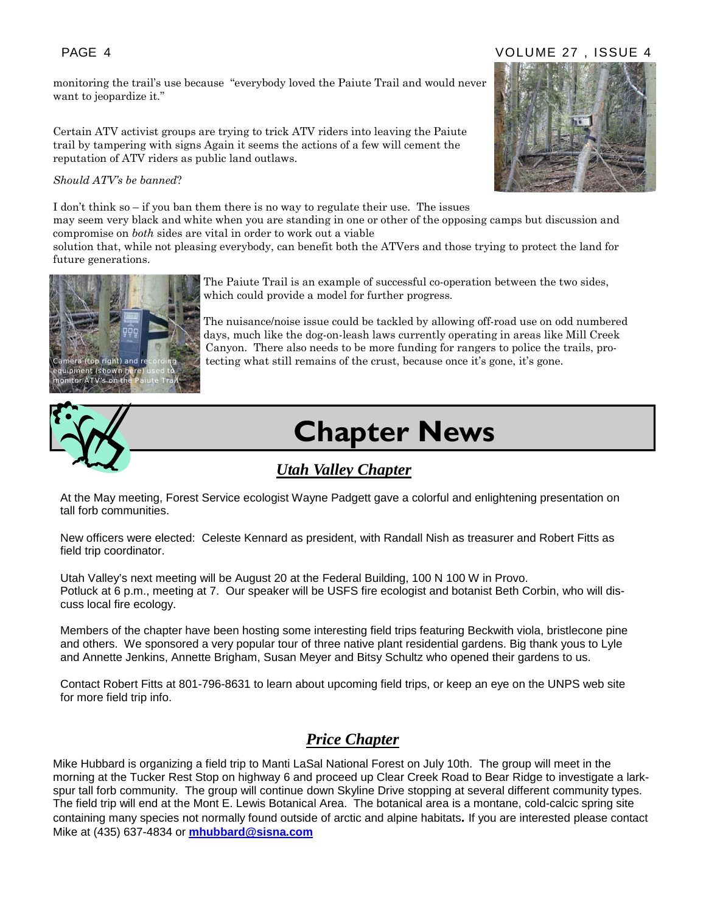monitoring the trail's use because "everybody loved the Paiute Trail and would never want to jeopardize it."

Certain ATV activist groups are trying to trick ATV riders into leaving the Paiute trail by tampering with signs Again it seems the actions of a few will cement the reputation of ATV riders as public land outlaws.

*Should ATV's be banned*?

I don't think so – if you ban them there is no way to regulate their use. The issues may seem very black and white when you are standing in one or other of the opposing camps but discussion and compromise on *both* sides are vital in order to work out a viable solution that, while not pleasing everybody, can benefit both the ATVers and those trying to protect the land for future generations.

Camera (top right) and recording equipment (shown here) used to monitor ATV's on the Paiute Trail

The Paiute Trail is an example of successful co-operation between the two sides, which could provide a model for further progress.

The nuisance/noise issue could be tackled by allowing off-road use on odd numbered days, much like the dog-on-leash laws currently operating in areas like Mill Creek Canyon. There also needs to be more funding for rangers to police the trails, protecting what still remains of the crust, because once it's gone, it's gone.

# Chapter News

## *Utah Valley Chapter*

At the May meeting, Forest Service ecologist Wayne Padgett gave a colorful and enlightening presentation on tall forb communities.

New officers were elected: Celeste Kennard as president, with Randall Nish as treasurer and Robert Fitts as field trip coordinator.

Utah Valley's next meeting will be August 20 at the Federal Building, 100 N 100 W in Provo.
Potluck at 6 p.m., meeting at 7. Our speaker will be USFS fire ecologist and botanist Beth Corbin, who will discuss local fire ecology.

Members of the chapter have been hosting some interesting field trips featuring Beckwith viola, bristlecone pine and others. We sponsored a very popular tour of three native plant residential gardens. Big thank yous to Lyle and Annette Jenkins, Annette Brigham, Susan Meyer and Bitsy Schultz who opened their gardens to us.

Contact Robert Fitts at 801-796-8631 to learn about upcoming field trips, or keep an eye on the UNPS web site for more field trip info.

## *Price Chapter*

Mike Hubbard is organizing a field trip to Manti LaSal National Forest on July 10th. The group will meet in the morning at the Tucker Rest Stop on highway 6 and proceed up Clear Creek Road to Bear Ridge to investigate a larkspur tall forb community. The group will continue down Skyline Drive stopping at several different community types. The field trip will end at the Mont E. Lewis Botanical Area. The botanical area is a montane, cold-calcic spring site containing many species not normally found outside of arctic and alpine habitats**.** If you are interested please contact Mike at (435) 637-4834 or **mhubbard@sisna.com**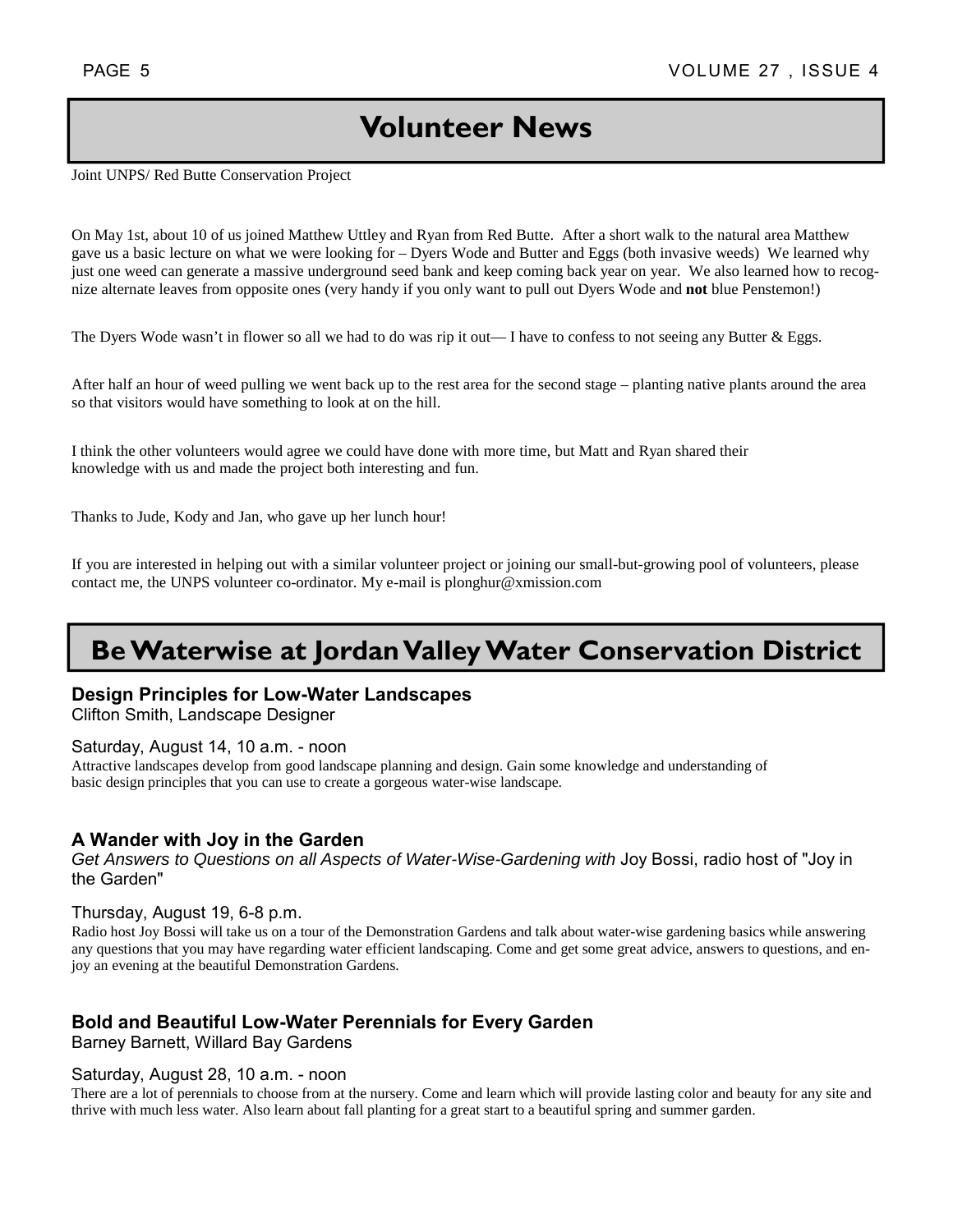# Volunteer News

Joint UNPS/ Red Butte Conservation Project

On May 1st, about 10 of us joined Matthew Uttley and Ryan from Red Butte. After a short walk to the natural area Matthew gave us a basic lecture on what we were looking for – Dyers Wode and Butter and Eggs (both invasive weeds) We learned why just one weed can generate a massive underground seed bank and keep coming back year on year. We also learned how to recognize alternate leaves from opposite ones (very handy if you only want to pull out Dyers Wode and **not** blue Penstemon!)

The Dyers Wode wasn't in flower so all we had to do was rip it out— I have to confess to not seeing any Butter & Eggs.

After half an hour of weed pulling we went back up to the rest area for the second stage – planting native plants around the area so that visitors would have something to look at on the hill.

I think the other volunteers would agree we could have done with more time, but Matt and Ryan shared their knowledge with us and made the project both interesting and fun.

Thanks to Jude, Kody and Jan, who gave up her lunch hour!

If you are interested in helping out with a similar volunteer project or joining our small-but-growing pool of volunteers, please contact me, the UNPS volunteer co-ordinator. My e-mail is plonghur@xmission.com

# Be Waterwise at Jordan Valley Water Conservation District

### Design Principles for Low-Water Landscapes

Clifton Smith, Landscape Designer

Saturday, August 14, 10 a.m. - noon

Attractive landscapes develop from good landscape planning and design. Gain some knowledge and understanding of basic design principles that you can use to create a gorgeous water-wise landscape.

### A Wander with Joy in the Garden

*Get Answers to Questions on all Aspects of Water-Wise-Gardening with* Joy Bossi, radio host of "Joy in the Garden"

Thursday, August 19, 6-8 p.m.

Radio host Joy Bossi will take us on a tour of the Demonstration Gardens and talk about water-wise gardening basics while answering any questions that you may have regarding water efficient landscaping. Come and get some great advice, answers to questions, and enjoy an evening at the beautiful Demonstration Gardens.

### Bold and Beautiful Low-Water Perennials for Every Garden

Barney Barnett, Willard Bay Gardens

Saturday, August 28, 10 a.m. - noon

There are a lot of perennials to choose from at the nursery. Come and learn which will provide lasting color and beauty for any site and thrive with much less water. Also learn about fall planting for a great start to a beautiful spring and summer garden.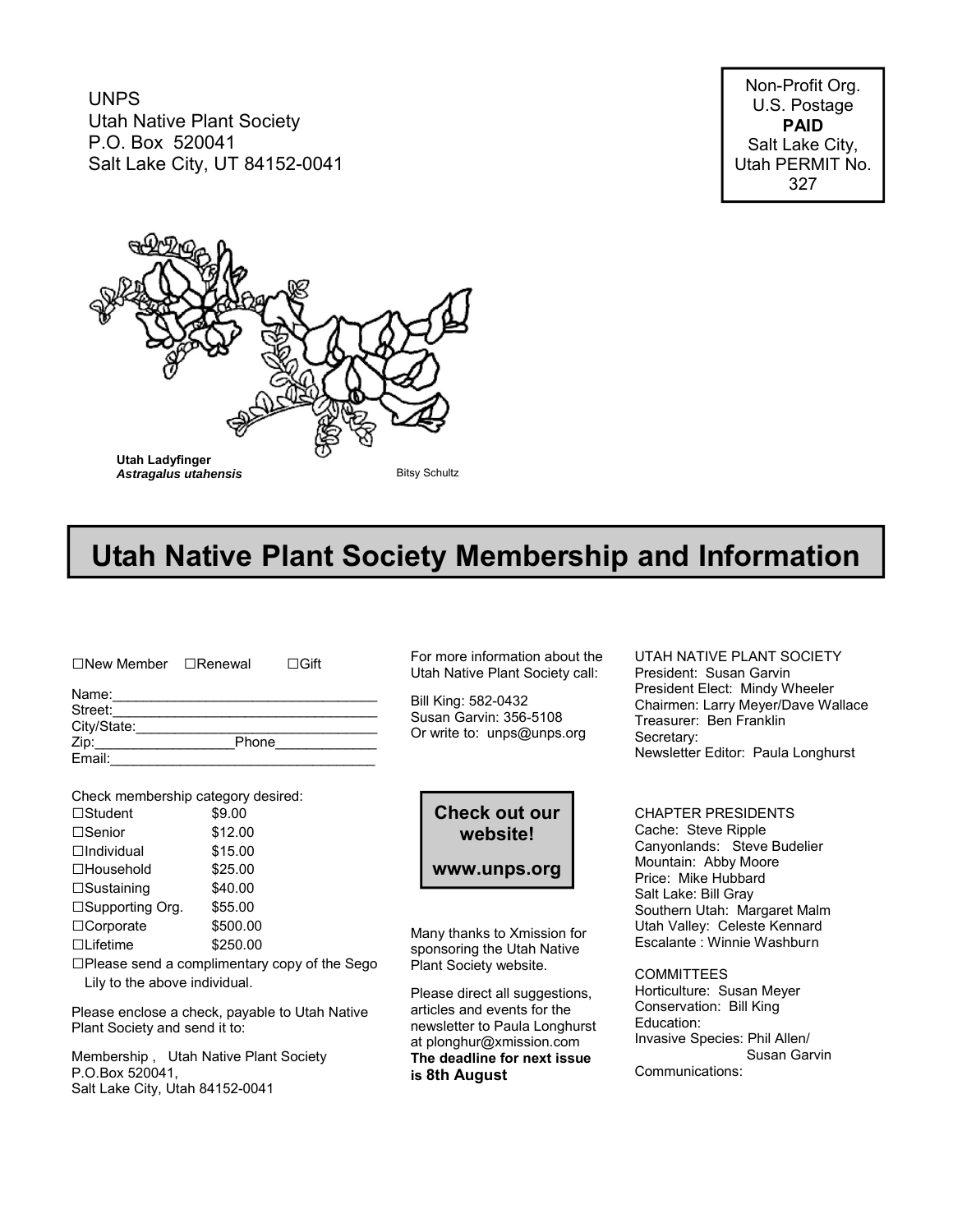UNPS
Utah Native Plant Society
P.O. Box 520041
Salt Lake City, UT 84152-0041

Non-Profit Org.
U.S. Postage
**PAID**
Salt Lake City,
Utah PERMIT No.
327

**Utah Ladyfinger**
***Astragalus utahensis***

Bitsy Schultz

# Utah Native Plant Society Membership and Information

☐New Member ☐Renewal ☐Gift

Name:___________________________________
Street:___________________________________
City/State:________________________________
Zip:__________________Phone_____________
Email:___________________________________

Check membership category desired:

| | |
|---|---|
| ☐Student | $9.00 |
| ☐Senior | $12.00 |
| ☐Individual | $15.00 |
| ☐Household | $25.00 |
| ☐Sustaining | $40.00 |
| ☐Supporting Org. | $55.00 |
| ☐Corporate | $500.00 |
| ☐Lifetime | $250.00 |

☐Please send a complimentary copy of the Sego Lily to the above individual.

Please enclose a check, payable to Utah Native Plant Society and send it to:

Membership , Utah Native Plant Society
P.O.Box 520041,
Salt Lake City, Utah 84152-0041

For more information about the Utah Native Plant Society call:

Bill King: 582-0432
Susan Garvin: 356-5108
Or write to: unps@unps.org

**Check out our website!**

**www.unps.org**

Many thanks to Xmission for sponsoring the Utah Native Plant Society website.

Please direct all suggestions, articles and events for the newsletter to Paula Longhurst at plonghur@xmission.com
**The deadline for next issue is 8th August**

UTAH NATIVE PLANT SOCIETY
President: Susan Garvin
President Elect: Mindy Wheeler
Chairmen: Larry Meyer/Dave Wallace
Treasurer: Ben Franklin
Secretary:
Newsletter Editor: Paula Longhurst

CHAPTER PRESIDENTS
Cache: Steve Ripple
Canyonlands: Steve Budelier
Mountain: Abby Moore
Price: Mike Hubbard
Salt Lake: Bill Gray
Southern Utah: Margaret Malm
Utah Valley: Celeste Kennard
Escalante : Winnie Washburn

COMMITTEES
Horticulture: Susan Meyer
Conservation: Bill King
Education:
Invasive Species: Phil Allen/ Susan Garvin
Communications: